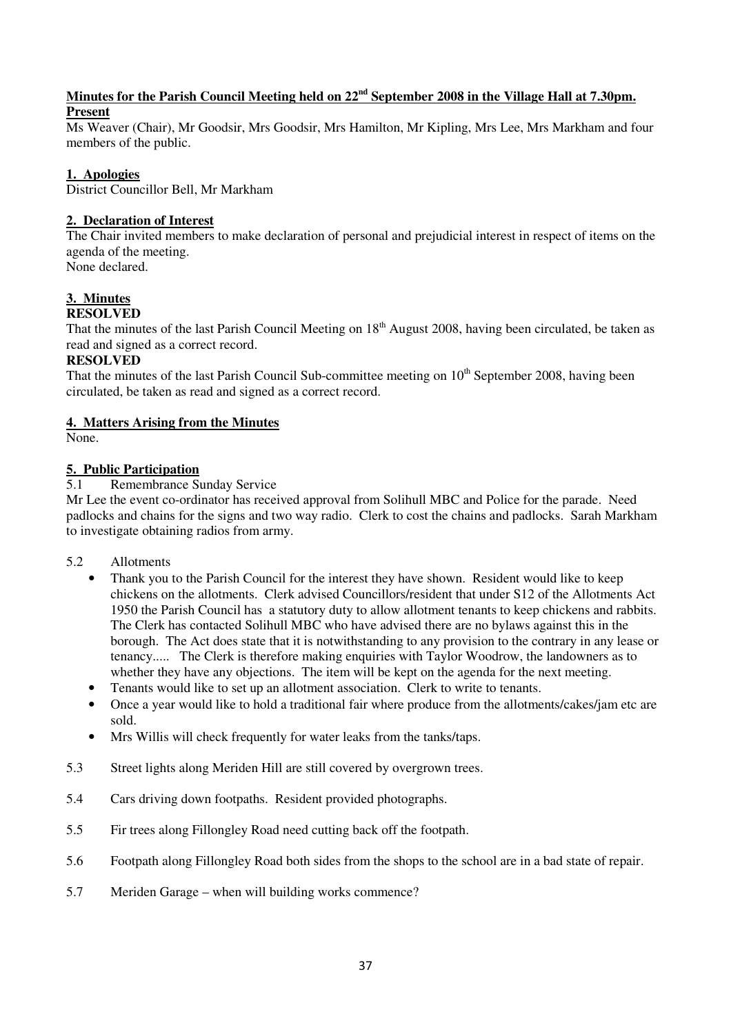**Minutes for the Parish Council Meeting held on 22nd September 2008 in the Village Hall at 7.30pm.**

**Present**

Ms Weaver (Chair), Mr Goodsir, Mrs Goodsir, Mrs Hamilton, Mr Kipling, Mrs Lee, Mrs Markham and four members of the public.

## 1. Apologies

District Councillor Bell, Mr Markham

## 2. Declaration of Interest

The Chair invited members to make declaration of personal and prejudicial interest in respect of items on the agenda of the meeting.

None declared.

## 3. Minutes

**RESOLVED**

That the minutes of the last Parish Council Meeting on 18th August 2008, having been circulated, be taken as read and signed as a correct record.

**RESOLVED**

That the minutes of the last Parish Council Sub-committee meeting on 10th September 2008, having been circulated, be taken as read and signed as a correct record.

## 4. Matters Arising from the Minutes

None.

## 5. Public Participation

5.1 Remembrance Sunday Service

Mr Lee the event co-ordinator has received approval from Solihull MBC and Police for the parade. Need padlocks and chains for the signs and two way radio. Clerk to cost the chains and padlocks. Sarah Markham to investigate obtaining radios from army.

5.2 Allotments

- Thank you to the Parish Council for the interest they have shown. Resident would like to keep chickens on the allotments. Clerk advised Councillors/resident that under S12 of the Allotments Act 1950 the Parish Council has a statutory duty to allow allotment tenants to keep chickens and rabbits. The Clerk has contacted Solihull MBC who have advised there are no bylaws against this in the borough. The Act does state that it is notwithstanding to any provision to the contrary in any lease or tenancy..... The Clerk is therefore making enquiries with Taylor Woodrow, the landowners as to whether they have any objections. The item will be kept on the agenda for the next meeting.
- Tenants would like to set up an allotment association. Clerk to write to tenants.
- Once a year would like to hold a traditional fair where produce from the allotments/cakes/jam etc are sold.
- Mrs Willis will check frequently for water leaks from the tanks/taps.

5.3 Street lights along Meriden Hill are still covered by overgrown trees.

5.4 Cars driving down footpaths. Resident provided photographs.

5.5 Fir trees along Fillongley Road need cutting back off the footpath.

5.6 Footpath along Fillongley Road both sides from the shops to the school are in a bad state of repair.

5.7 Meriden Garage – when will building works commence?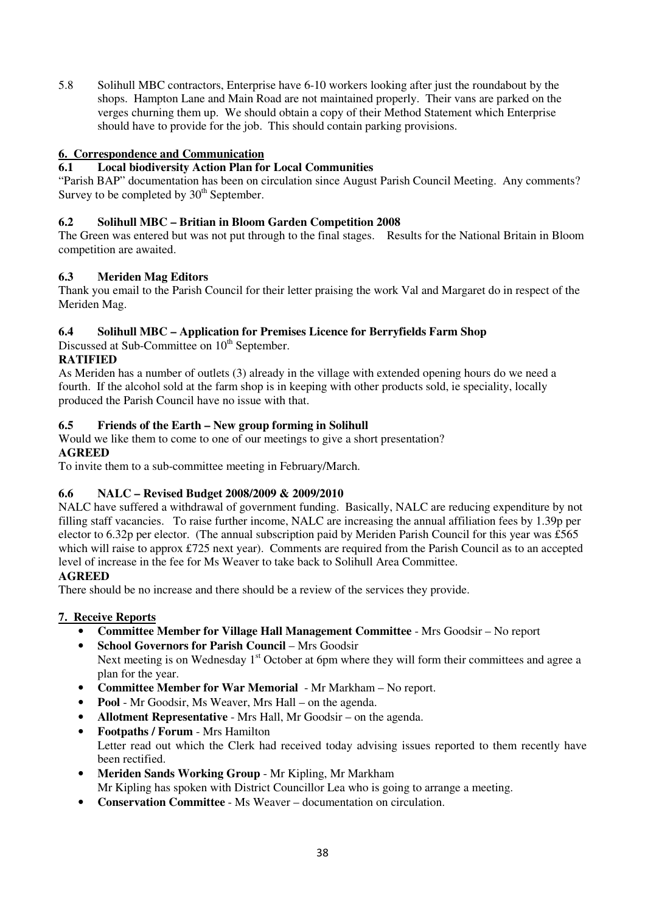5.8 Solihull MBC contractors, Enterprise have 6-10 workers looking after just the roundabout by the shops. Hampton Lane and Main Road are not maintained properly. Their vans are parked on the verges churning them up. We should obtain a copy of their Method Statement which Enterprise should have to provide for the job. This should contain parking provisions.

## 6. Correspondence and Communication

### 6.1 Local biodiversity Action Plan for Local Communities

"Parish BAP" documentation has been on circulation since August Parish Council Meeting. Any comments? Survey to be completed by 30th September.

### 6.2 Solihull MBC – Britian in Bloom Garden Competition 2008

The Green was entered but was not put through to the final stages. Results for the National Britain in Bloom competition are awaited.

### 6.3 Meriden Mag Editors

Thank you email to the Parish Council for their letter praising the work Val and Margaret do in respect of the Meriden Mag.

### 6.4 Solihull MBC – Application for Premises Licence for Berryfields Farm Shop

Discussed at Sub-Committee on 10th September.

**RATIFIED**

As Meriden has a number of outlets (3) already in the village with extended opening hours do we need a fourth. If the alcohol sold at the farm shop is in keeping with other products sold, ie speciality, locally produced the Parish Council have no issue with that.

### 6.5 Friends of the Earth – New group forming in Solihull

Would we like them to come to one of our meetings to give a short presentation?

**AGREED**

To invite them to a sub-committee meeting in February/March.

### 6.6 NALC – Revised Budget 2008/2009 & 2009/2010

NALC have suffered a withdrawal of government funding. Basically, NALC are reducing expenditure by not filling staff vacancies. To raise further income, NALC are increasing the annual affiliation fees by 1.39p per elector to 6.32p per elector. (The annual subscription paid by Meriden Parish Council for this year was £565 which will raise to approx £725 next year). Comments are required from the Parish Council as to an accepted level of increase in the fee for Ms Weaver to take back to Solihull Area Committee.

**AGREED**

There should be no increase and there should be a review of the services they provide.

## 7. Receive Reports

- **Committee Member for Village Hall Management Committee** - Mrs Goodsir – No report
- **School Governors for Parish Council** – Mrs Goodsir
  Next meeting is on Wednesday 1st October at 6pm where they will form their committees and agree a plan for the year.
- **Committee Member for War Memorial** - Mr Markham – No report.
- **Pool** - Mr Goodsir, Ms Weaver, Mrs Hall – on the agenda.
- **Allotment Representative** - Mrs Hall, Mr Goodsir – on the agenda.
- **Footpaths / Forum** - Mrs Hamilton
  Letter read out which the Clerk had received today advising issues reported to them recently have been rectified.
- **Meriden Sands Working Group** - Mr Kipling, Mr Markham
  Mr Kipling has spoken with District Councillor Lea who is going to arrange a meeting.
- **Conservation Committee** - Ms Weaver – documentation on circulation.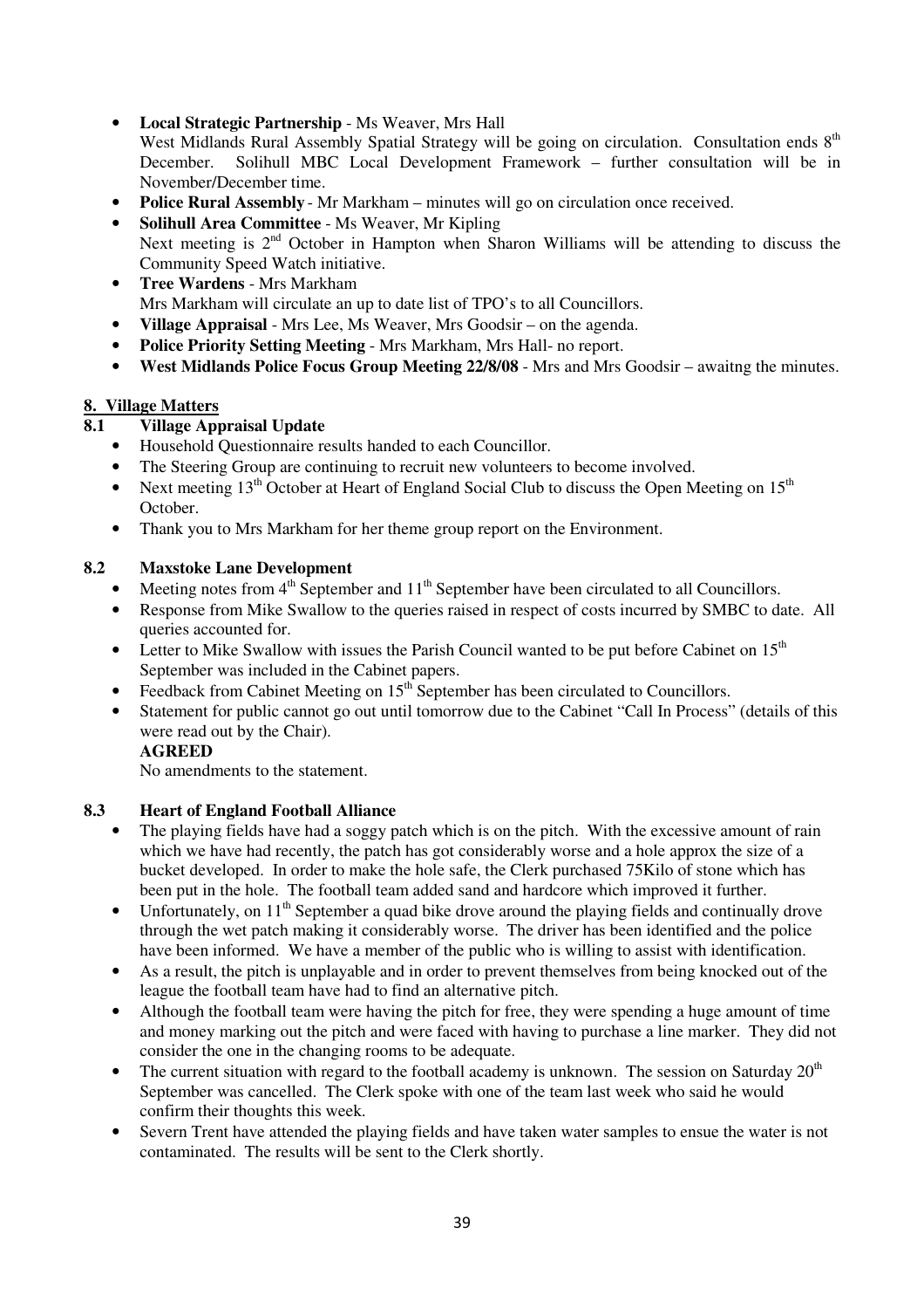- **Local Strategic Partnership** - Ms Weaver, Mrs Hall
  West Midlands Rural Assembly Spatial Strategy will be going on circulation. Consultation ends 8th December. Solihull MBC Local Development Framework – further consultation will be in November/December time.
- **Police Rural Assembly** - Mr Markham – minutes will go on circulation once received.
- **Solihull Area Committee** - Ms Weaver, Mr Kipling
  Next meeting is 2nd October in Hampton when Sharon Williams will be attending to discuss the Community Speed Watch initiative.
- **Tree Wardens** - Mrs Markham
  Mrs Markham will circulate an up to date list of TPO's to all Councillors.
- **Village Appraisal** - Mrs Lee, Ms Weaver, Mrs Goodsir – on the agenda.
- **Police Priority Setting Meeting** - Mrs Markham, Mrs Hall- no report.
- **West Midlands Police Focus Group Meeting 22/8/08** - Mrs and Mrs Goodsir – awaitng the minutes.

## 8. Village Matters

### 8.1 Village Appraisal Update

- Household Questionnaire results handed to each Councillor.
- The Steering Group are continuing to recruit new volunteers to become involved.
- Next meeting 13th October at Heart of England Social Club to discuss the Open Meeting on 15th October.
- Thank you to Mrs Markham for her theme group report on the Environment.

### 8.2 Maxstoke Lane Development

- Meeting notes from 4th September and 11th September have been circulated to all Councillors.
- Response from Mike Swallow to the queries raised in respect of costs incurred by SMBC to date. All queries accounted for.
- Letter to Mike Swallow with issues the Parish Council wanted to be put before Cabinet on 15th September was included in the Cabinet papers.
- Feedback from Cabinet Meeting on 15th September has been circulated to Councillors.
- Statement for public cannot go out until tomorrow due to the Cabinet "Call In Process" (details of this were read out by the Chair).

  **AGREED**

  No amendments to the statement.

### 8.3 Heart of England Football Alliance

- The playing fields have had a soggy patch which is on the pitch. With the excessive amount of rain which we have had recently, the patch has got considerably worse and a hole approx the size of a bucket developed. In order to make the hole safe, the Clerk purchased 75Kilo of stone which has been put in the hole. The football team added sand and hardcore which improved it further.
- Unfortunately, on 11th September a quad bike drove around the playing fields and continually drove through the wet patch making it considerably worse. The driver has been identified and the police have been informed. We have a member of the public who is willing to assist with identification.
- As a result, the pitch is unplayable and in order to prevent themselves from being knocked out of the league the football team have had to find an alternative pitch.
- Although the football team were having the pitch for free, they were spending a huge amount of time and money marking out the pitch and were faced with having to purchase a line marker. They did not consider the one in the changing rooms to be adequate.
- The current situation with regard to the football academy is unknown. The session on Saturday 20th September was cancelled. The Clerk spoke with one of the team last week who said he would confirm their thoughts this week.
- Severn Trent have attended the playing fields and have taken water samples to ensue the water is not contaminated. The results will be sent to the Clerk shortly.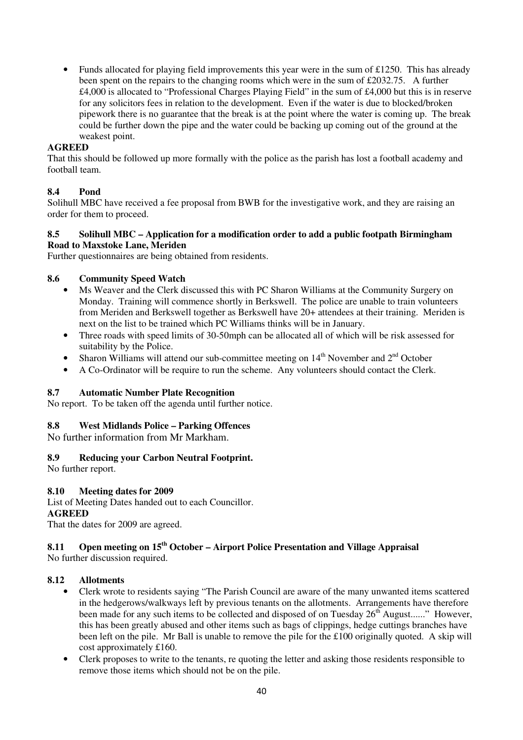- Funds allocated for playing field improvements this year were in the sum of £1250. This has already been spent on the repairs to the changing rooms which were in the sum of £2032.75. A further £4,000 is allocated to "Professional Charges Playing Field" in the sum of £4,000 but this is in reserve for any solicitors fees in relation to the development. Even if the water is due to blocked/broken pipework there is no guarantee that the break is at the point where the water is coming up. The break could be further down the pipe and the water could be backing up coming out of the ground at the weakest point.

**AGREED**

That this should be followed up more formally with the police as the parish has lost a football academy and football team.

### 8.4 Pond

Solihull MBC have received a fee proposal from BWB for the investigative work, and they are raising an order for them to proceed.

### 8.5 Solihull MBC – Application for a modification order to add a public footpath Birmingham Road to Maxstoke Lane, Meriden

Further questionnaires are being obtained from residents.

### 8.6 Community Speed Watch

- Ms Weaver and the Clerk discussed this with PC Sharon Williams at the Community Surgery on Monday. Training will commence shortly in Berkswell. The police are unable to train volunteers from Meriden and Berkswell together as Berkswell have 20+ attendees at their training. Meriden is next on the list to be trained which PC Williams thinks will be in January.
- Three roads with speed limits of 30-50mph can be allocated all of which will be risk assessed for suitability by the Police.
- Sharon Williams will attend our sub-committee meeting on 14th November and 2nd October
- A Co-Ordinator will be require to run the scheme. Any volunteers should contact the Clerk.

### 8.7 Automatic Number Plate Recognition

No report. To be taken off the agenda until further notice.

### 8.8 West Midlands Police – Parking Offences

No further information from Mr Markham.

### 8.9 Reducing your Carbon Neutral Footprint.

No further report.

### 8.10 Meeting dates for 2009

List of Meeting Dates handed out to each Councillor.

**AGREED**

That the dates for 2009 are agreed.

### 8.11 Open meeting on 15th October – Airport Police Presentation and Village Appraisal

No further discussion required.

### 8.12 Allotments

- Clerk wrote to residents saying "The Parish Council are aware of the many unwanted items scattered in the hedgerows/walkways left by previous tenants on the allotments. Arrangements have therefore been made for any such items to be collected and disposed of on Tuesday 26th August......" However, this has been greatly abused and other items such as bags of clippings, hedge cuttings branches have been left on the pile. Mr Ball is unable to remove the pile for the £100 originally quoted. A skip will cost approximately £160.
- Clerk proposes to write to the tenants, re quoting the letter and asking those residents responsible to remove those items which should not be on the pile.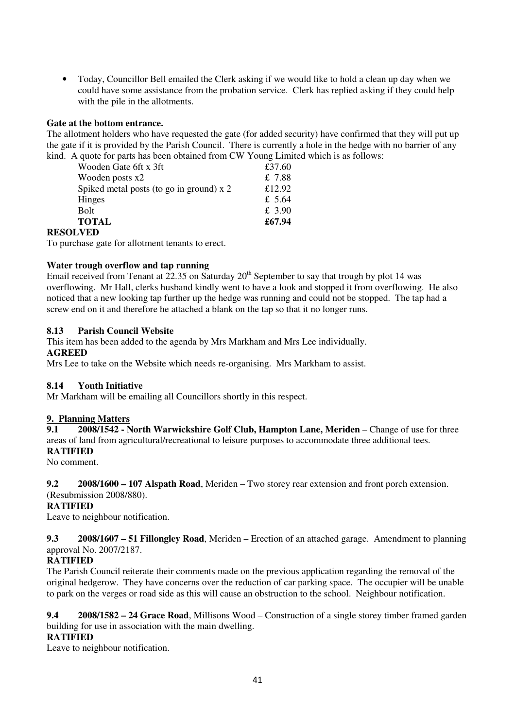- Today, Councillor Bell emailed the Clerk asking if we would like to hold a clean up day when we could have some assistance from the probation service. Clerk has replied asking if they could help with the pile in the allotments.

**Gate at the bottom entrance.**

The allotment holders who have requested the gate (for added security) have confirmed that they will put up the gate if it is provided by the Parish Council. There is currently a hole in the hedge with no barrier of any kind. A quote for parts has been obtained from CW Young Limited which is as follows:

| | |
|---|---|
| Wooden Gate 6ft x 3ft | £37.60 |
| Wooden posts x2 | £ 7.88 |
| Spiked metal posts (to go in ground) x 2 | £12.92 |
| Hinges | £ 5.64 |
| Bolt | £ 3.90 |
| **TOTAL** | **£67.94** |

**RESOLVED**

To purchase gate for allotment tenants to erect.

**Water trough overflow and tap running**

Email received from Tenant at 22.35 on Saturday 20th September to say that trough by plot 14 was overflowing. Mr Hall, clerks husband kindly went to have a look and stopped it from overflowing. He also noticed that a new looking tap further up the hedge was running and could not be stopped. The tap had a screw end on it and therefore he attached a blank on the tap so that it no longer runs.

**8.13 Parish Council Website**

This item has been added to the agenda by Mrs Markham and Mrs Lee individually.

**AGREED**

Mrs Lee to take on the Website which needs re-organising. Mrs Markham to assist.

**8.14 Youth Initiative**

Mr Markham will be emailing all Councillors shortly in this respect.

## 9. Planning Matters

**9.1 2008/1542 - North Warwickshire Golf Club, Hampton Lane, Meriden** – Change of use for three areas of land from agricultural/recreational to leisure purposes to accommodate three additional tees.

**RATIFIED**

No comment.

**9.2 2008/1600 – 107 Alspath Road**, Meriden – Two storey rear extension and front porch extension. (Resubmission 2008/880).

**RATIFIED**

Leave to neighbour notification.

**9.3 2008/1607 – 51 Fillongley Road**, Meriden – Erection of an attached garage. Amendment to planning approval No. 2007/2187.

**RATIFIED**

The Parish Council reiterate their comments made on the previous application regarding the removal of the original hedgerow. They have concerns over the reduction of car parking space. The occupier will be unable to park on the verges or road side as this will cause an obstruction to the school. Neighbour notification.

**9.4 2008/1582 – 24 Grace Road**, Millisons Wood – Construction of a single storey timber framed garden building for use in association with the main dwelling.

**RATIFIED**

Leave to neighbour notification.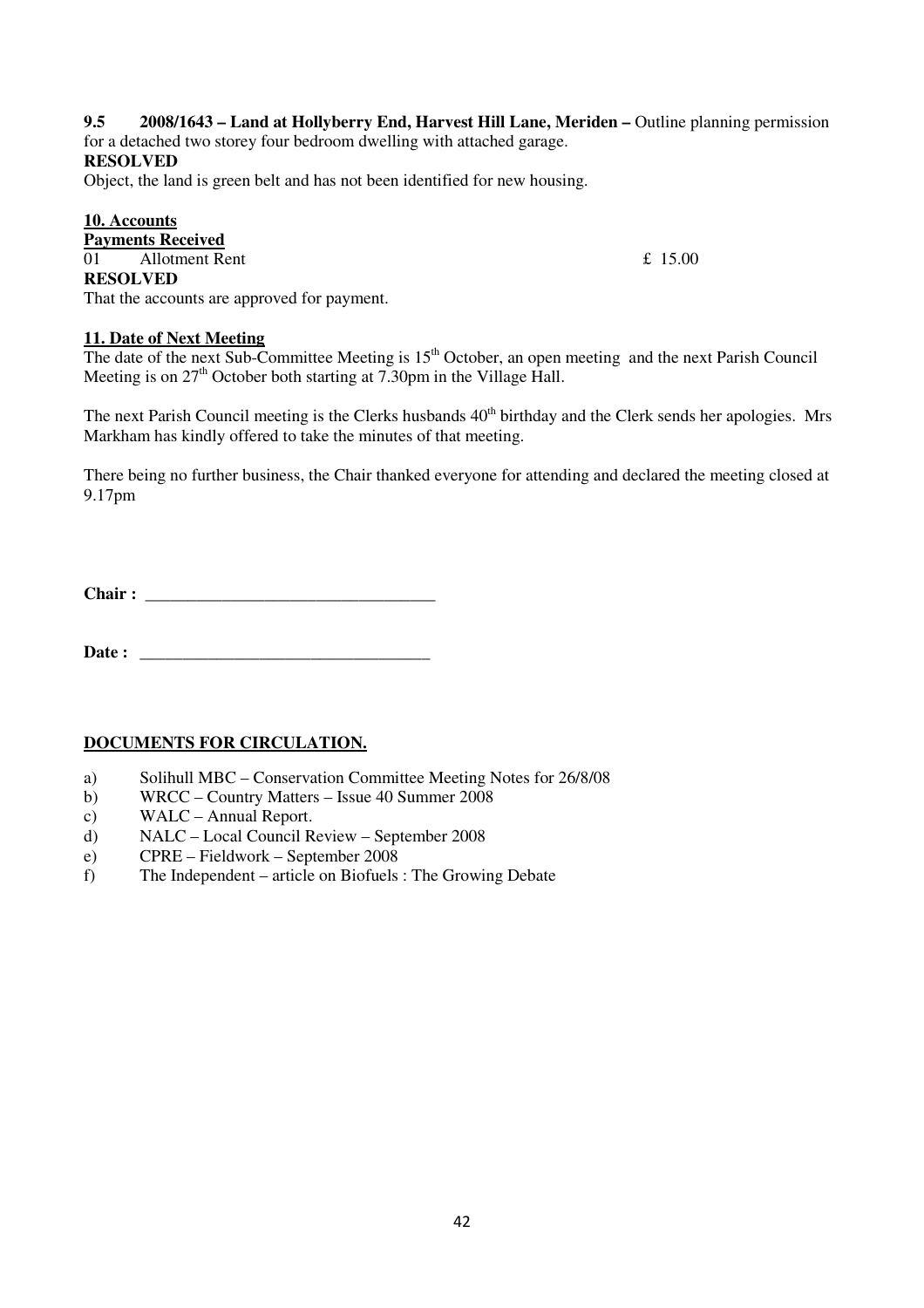**9.5 2008/1643 – Land at Hollyberry End, Harvest Hill Lane, Meriden –** Outline planning permission for a detached two storey four bedroom dwelling with attached garage.

**RESOLVED**

Object, the land is green belt and has not been identified for new housing.

**10. Accounts**

**Payments Received**

| | | |
|---|---|---|
| 01 | Allotment Rent | £ 15.00 |

**RESOLVED**

That the accounts are approved for payment.

**11. Date of Next Meeting**

The date of the next Sub-Committee Meeting is 15th October, an open meeting and the next Parish Council Meeting is on 27th October both starting at 7.30pm in the Village Hall.

The next Parish Council meeting is the Clerks husbands 40th birthday and the Clerk sends her apologies. Mrs Markham has kindly offered to take the minutes of that meeting.

There being no further business, the Chair thanked everyone for attending and declared the meeting closed at 9.17pm

**Chair :** ___________________________________

**Date :** ___________________________________

**DOCUMENTS FOR CIRCULATION.**

a) Solihull MBC – Conservation Committee Meeting Notes for 26/8/08
b) WRCC – Country Matters – Issue 40 Summer 2008
c) WALC – Annual Report.
d) NALC – Local Council Review – September 2008
e) CPRE – Fieldwork – September 2008
f) The Independent – article on Biofuels : The Growing Debate